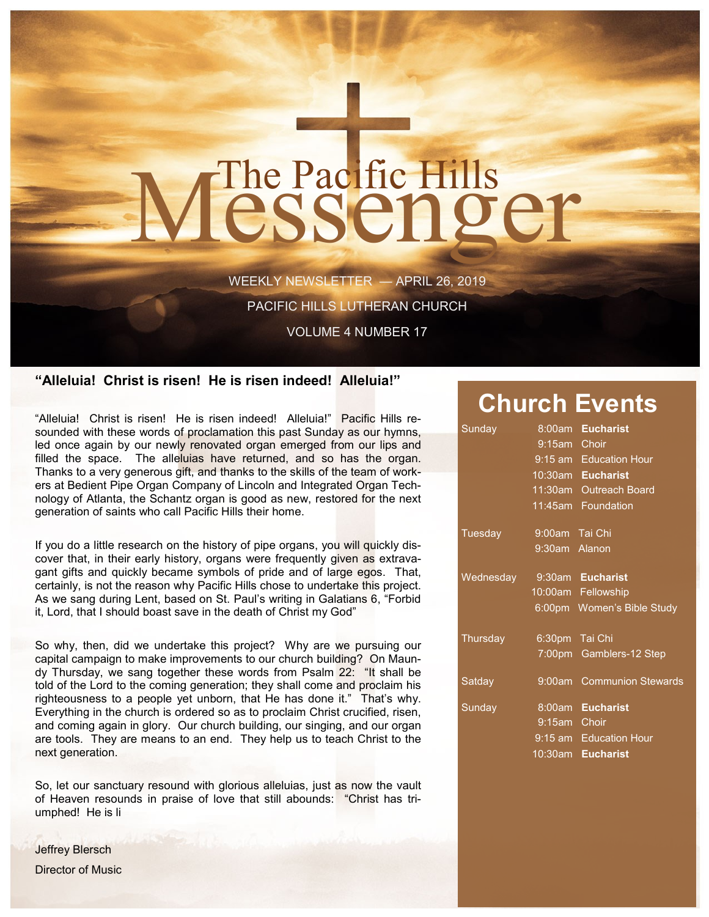# The Pacific Hills Messenger

WEEKLY NEWSLETTER — APRIL 26, 2019

PACIFIC HILLS LUTHERAN CHURCH

VOLUME 4 NUMBER 17

## "Alleluia! Christ is risen! He is risen indeed! Alleluia!"

"Alleluia! Christ is risen! He is risen indeed! Alleluia!" Pacific Hills resounded with these words of proclamation this past Sunday as our hymns, led once again by our newly renovated organ emerged from our lips and filled the space. The alleluias have returned, and so has the organ. Thanks to a very generous gift, and thanks to the skills of the team of workers at Bedient Pipe Organ Company of Lincoln and Integrated Organ Technology of Atlanta, the Schantz organ is good as new, restored for the next generation of saints who call Pacific Hills their home.

If you do a little research on the history of pipe organs, you will quickly discover that, in their early history, organs were frequently given as extravagant gifts and quickly became symbols of pride and of large egos. That, certainly, is not the reason why Pacific Hills chose to undertake this project. As we sang during Lent, based on St. Paul's writing in Galatians 6, "Forbid it, Lord, that I should boast save in the death of Christ my God"

So why, then, did we undertake this project? Why are we pursuing our capital campaign to make improvements to our church building? On Maundy Thursday, we sang together these words from Psalm 22: "It shall be told of the Lord to the coming generation; they shall come and proclaim his righteousness to a people yet unborn, that He has done it." That's why. Everything in the church is ordered so as to proclaim Christ crucified, risen, and coming again in glory. Our church building, our singing, and our organ are tools. They are means to an end. They help us to teach Christ to the next generation.

So, let our sanctuary resound with glorious alleluias, just as now the vault of Heaven resounds in praise of love that still abounds: "Christ has triumphed! He is li

Jeffrey Blersch

Director of Music

## Church Events

| Day | Time | Event |
|---|---|---|
| Sunday | 8:00am | **Eucharist** |
| | 9:15am | Choir |
| | 9:15 am | Education Hour |
| | 10:30am | **Eucharist** |
| | 11:30am | Outreach Board |
| | 11:45am | Foundation |
| Tuesday | 9:00am | Tai Chi |
| | 9:30am | Alanon |
| Wednesday | 9:30am | **Eucharist** |
| | 10:00am | Fellowship |
| | 6:00pm | Women's Bible Study |
| Thursday | 6:30pm | Tai Chi |
| | 7:00pm | Gamblers-12 Step |
| Satday | 9:00am | Communion Stewards |
| Sunday | 8:00am | **Eucharist** |
| | 9:15am | Choir |
| | 9:15 am | Education Hour |
| | 10:30am | **Eucharist** |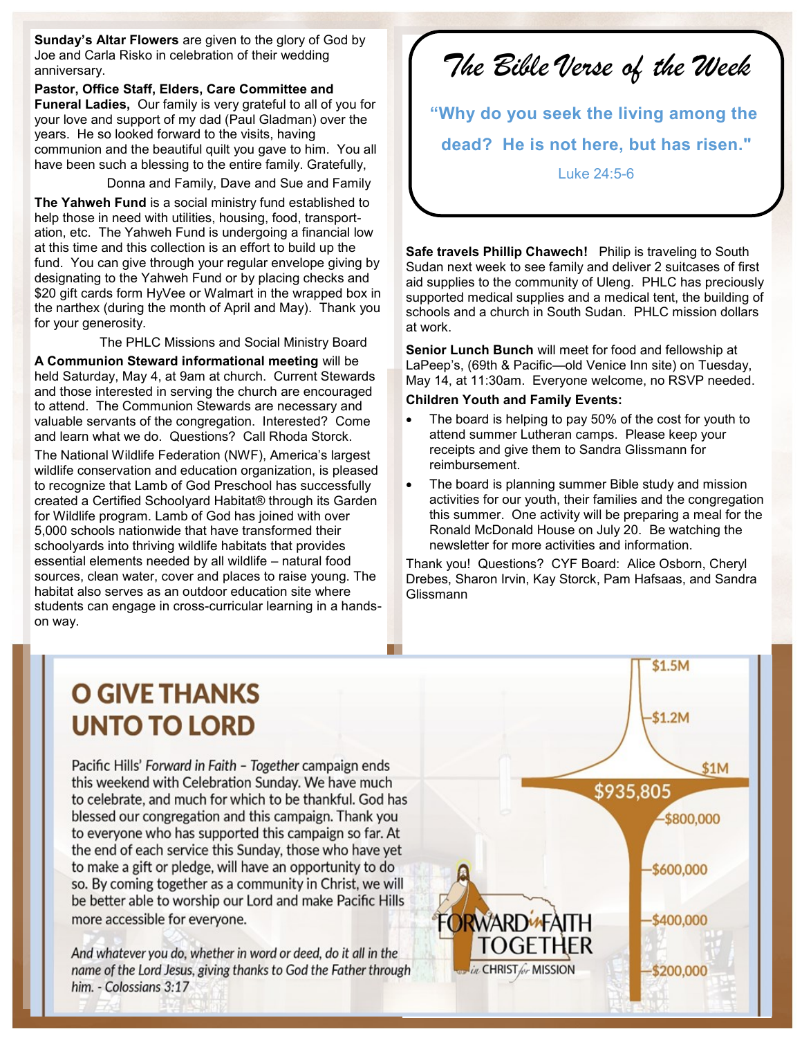**Sunday's Altar Flowers** are given to the glory of God by Joe and Carla Risko in celebration of their wedding anniversary.

**Pastor, Office Staff, Elders, Care Committee and Funeral Ladies,** Our family is very grateful to all of you for your love and support of my dad (Paul Gladman) over the years. He so looked forward to the visits, having communion and the beautiful quilt you gave to him. You all have been such a blessing to the entire family. Gratefully,

Donna and Family, Dave and Sue and Family

**The Yahweh Fund** is a social ministry fund established to help those in need with utilities, housing, food, transportation, etc. The Yahweh Fund is undergoing a financial low at this time and this collection is an effort to build up the fund. You can give through your regular envelope giving by designating to the Yahweh Fund or by placing checks and $20 gift cards form HyVee or Walmart in the wrapped box in the narthex (during the month of April and May). Thank you for your generosity.

The PHLC Missions and Social Ministry Board

**A Communion Steward informational meeting** will be held Saturday, May 4, at 9am at church. Current Stewards and those interested in serving the church are encouraged to attend. The Communion Stewards are necessary and valuable servants of the congregation. Interested? Come and learn what we do. Questions? Call Rhoda Storck.

The National Wildlife Federation (NWF), America's largest wildlife conservation and education organization, is pleased to recognize that Lamb of God Preschool has successfully created a Certified Schoolyard Habitat® through its Garden for Wildlife program. Lamb of God has joined with over 5,000 schools nationwide that have transformed their schoolyards into thriving wildlife habitats that provides essential elements needed by all wildlife – natural food sources, clean water, cover and places to raise young. The habitat also serves as an outdoor education site where students can engage in cross-curricular learning in a hands-on way.

## *The Bible Verse of the Week*

**"Why do you seek the living among the dead? He is not here, but has risen."**

Luke 24:5-6

**Safe travels Phillip Chawech!** Philip is traveling to South Sudan next week to see family and deliver 2 suitcases of first aid supplies to the community of Uleng. PHLC has preciously supported medical supplies and a medical tent, the building of schools and a church in South Sudan. PHLC mission dollars at work.

**Senior Lunch Bunch** will meet for food and fellowship at LaPeep's, (69th & Pacific—old Venice Inn site) on Tuesday, May 14, at 11:30am. Everyone welcome, no RSVP needed.

**Children Youth and Family Events:**

- The board is helping to pay 50% of the cost for youth to attend summer Lutheran camps. Please keep your receipts and give them to Sandra Glissmann for reimbursement.
- The board is planning summer Bible study and mission activities for our youth, their families and the congregation this summer. One activity will be preparing a meal for the Ronald McDonald House on July 20. Be watching the newsletter for more activities and information.

Thank you! Questions? CYF Board: Alice Osborn, Cheryl Drebes, Sharon Irvin, Kay Storck, Pam Hafsaas, and Sandra Glissmann

## O GIVE THANKS UNTO TO LORD

Pacific Hills' *Forward in Faith – Together* campaign ends this weekend with Celebration Sunday. We have much to celebrate, and much for which to be thankful. God has blessed our congregation and this campaign. Thank you to everyone who has supported this campaign so far. At the end of each service this Sunday, those who have yet to make a gift or pledge, will have an opportunity to do so. By coming together as a community in Christ, we will be better able to worship our Lord and make Pacific Hills more accessible for everyone.

*And whatever you do, whether in word or deed, do it all in the name of the Lord Jesus, giving thanks to God the Father through him. - Colossians 3:17*

FORWARD in FAITH TOGETHER in CHRIST for MISSION

$1.5M
$1.2M
$1M
$935,805
$800,000
$600,000
$400,000
$200,000